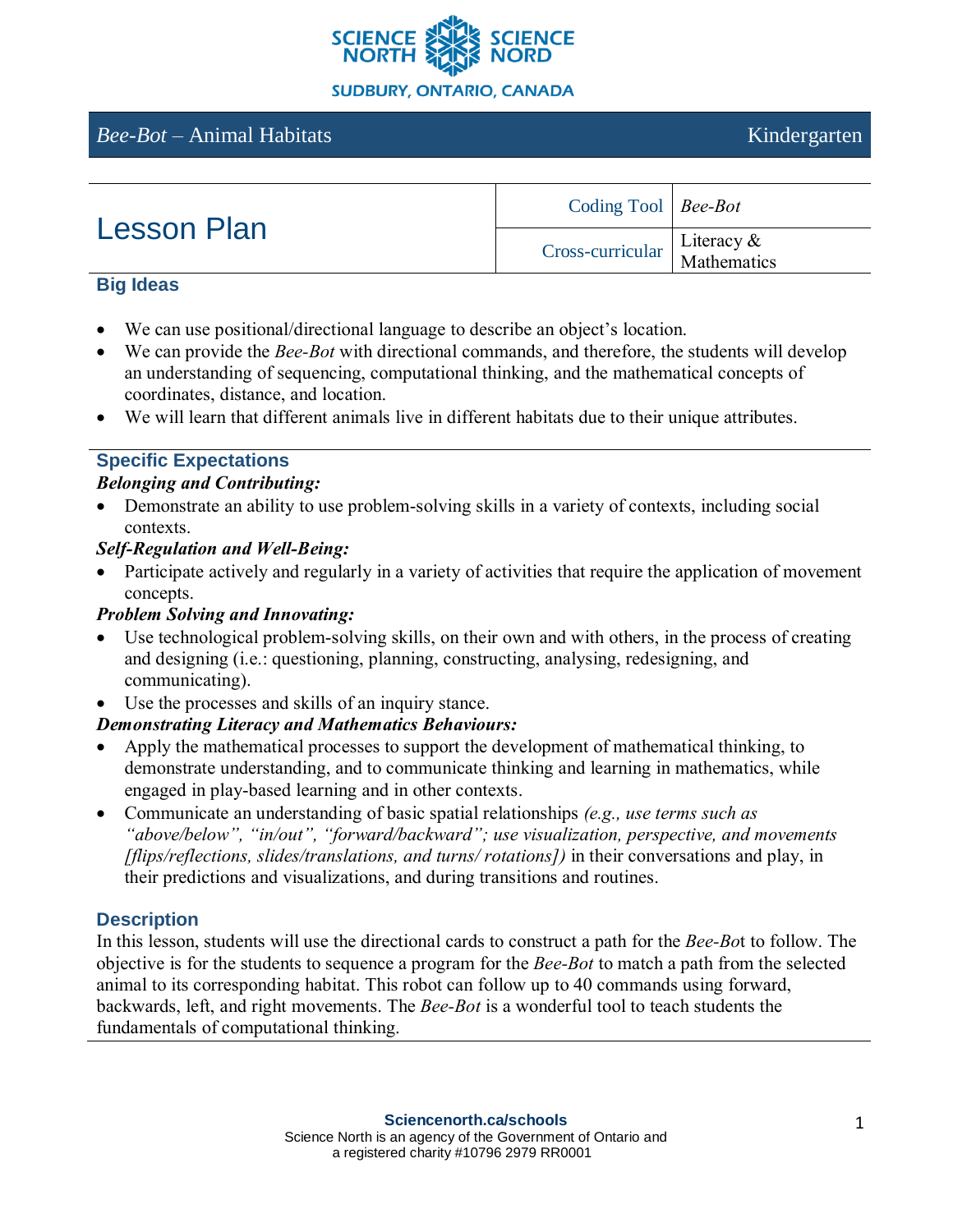SCIENCE NORTH SCIENCE NORD

SUDBURY, ONTARIO, CANADA

*Bee-Bot* – Animal Habitats | Kindergarten

# Lesson Plan

| | |
|---|---|
| Coding Tool | *Bee-Bot* |
| Cross-curricular | Literacy & Mathematics |

## Big Ideas

- We can use positional/directional language to describe an object's location.
- We can provide the *Bee-Bot* with directional commands, and therefore, the students will develop an understanding of sequencing, computational thinking, and the mathematical concepts of coordinates, distance, and location.
- We will learn that different animals live in different habitats due to their unique attributes.

## Specific Expectations

***Belonging and Contributing:***

- Demonstrate an ability to use problem-solving skills in a variety of contexts, including social contexts.

***Self-Regulation and Well-Being:***

- Participate actively and regularly in a variety of activities that require the application of movement concepts.

***Problem Solving and Innovating:***

- Use technological problem-solving skills, on their own and with others, in the process of creating and designing (i.e.: questioning, planning, constructing, analysing, redesigning, and communicating).
- Use the processes and skills of an inquiry stance.

***Demonstrating Literacy and Mathematics Behaviours:***

- Apply the mathematical processes to support the development of mathematical thinking, to demonstrate understanding, and to communicate thinking and learning in mathematics, while engaged in play-based learning and in other contexts.
- Communicate an understanding of basic spatial relationships *(e.g., use terms such as "above/below", "in/out", "forward/backward"; use visualization, perspective, and movements [flips/reflections, slides/translations, and turns/ rotations])* in their conversations and play, in their predictions and visualizations, and during transitions and routines.

## Description

In this lesson, students will use the directional cards to construct a path for the *Bee-Bot* to follow. The objective is for the students to sequence a program for the *Bee-Bot* to match a path from the selected animal to its corresponding habitat. This robot can follow up to 40 commands using forward, backwards, left, and right movements. The *Bee-Bot* is a wonderful tool to teach students the fundamentals of computational thinking.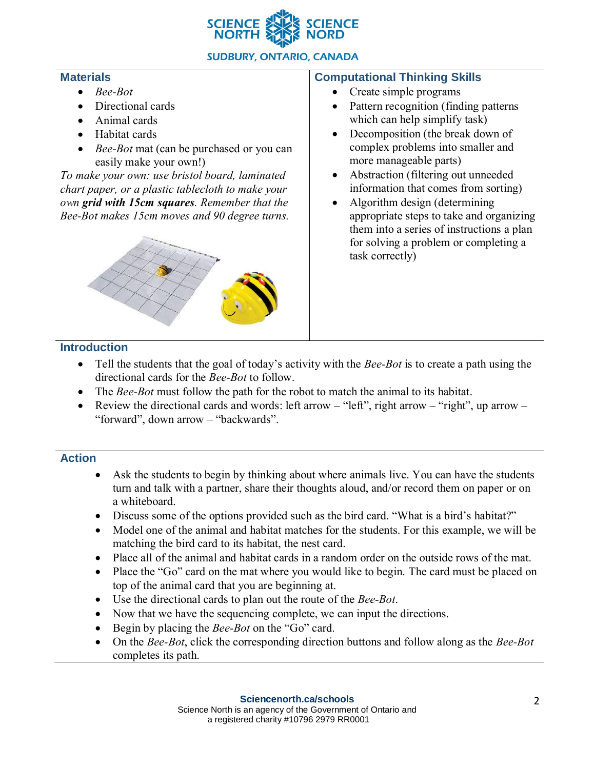## Materials

- *Bee-Bot*
- Directional cards
- Animal cards
- Habitat cards
- *Bee-Bot* mat (can be purchased or you can easily make your own!)

*To make your own: use bristol board, laminated chart paper, or a plastic tablecloth to make your own* ***grid with 15cm squares****. Remember that the Bee-Bot makes 15cm moves and 90 degree turns.*

## Computational Thinking Skills

- Create simple programs
- Pattern recognition (finding patterns which can help simplify task)
- Decomposition (the break down of complex problems into smaller and more manageable parts)
- Abstraction (filtering out unneeded information that comes from sorting)
- Algorithm design (determining appropriate steps to take and organizing them into a series of instructions a plan for solving a problem or completing a task correctly)

## Introduction

- Tell the students that the goal of today's activity with the *Bee-Bot* is to create a path using the directional cards for the *Bee-Bot* to follow.
- The *Bee-Bot* must follow the path for the robot to match the animal to its habitat.
- Review the directional cards and words: left arrow – "left", right arrow – "right", up arrow – "forward", down arrow – "backwards".

## Action

- Ask the students to begin by thinking about where animals live. You can have the students turn and talk with a partner, share their thoughts aloud, and/or record them on paper or on a whiteboard.
- Discuss some of the options provided such as the bird card. "What is a bird's habitat?"
- Model one of the animal and habitat matches for the students. For this example, we will be matching the bird card to its habitat, the nest card.
- Place all of the animal and habitat cards in a random order on the outside rows of the mat.
- Place the "Go" card on the mat where you would like to begin. The card must be placed on top of the animal card that you are beginning at.
- Use the directional cards to plan out the route of the *Bee-Bot*.
- Now that we have the sequencing complete, we can input the directions.
- Begin by placing the *Bee-Bot* on the "Go" card.
- On the *Bee-Bot*, click the corresponding direction buttons and follow along as the *Bee-Bot* completes its path.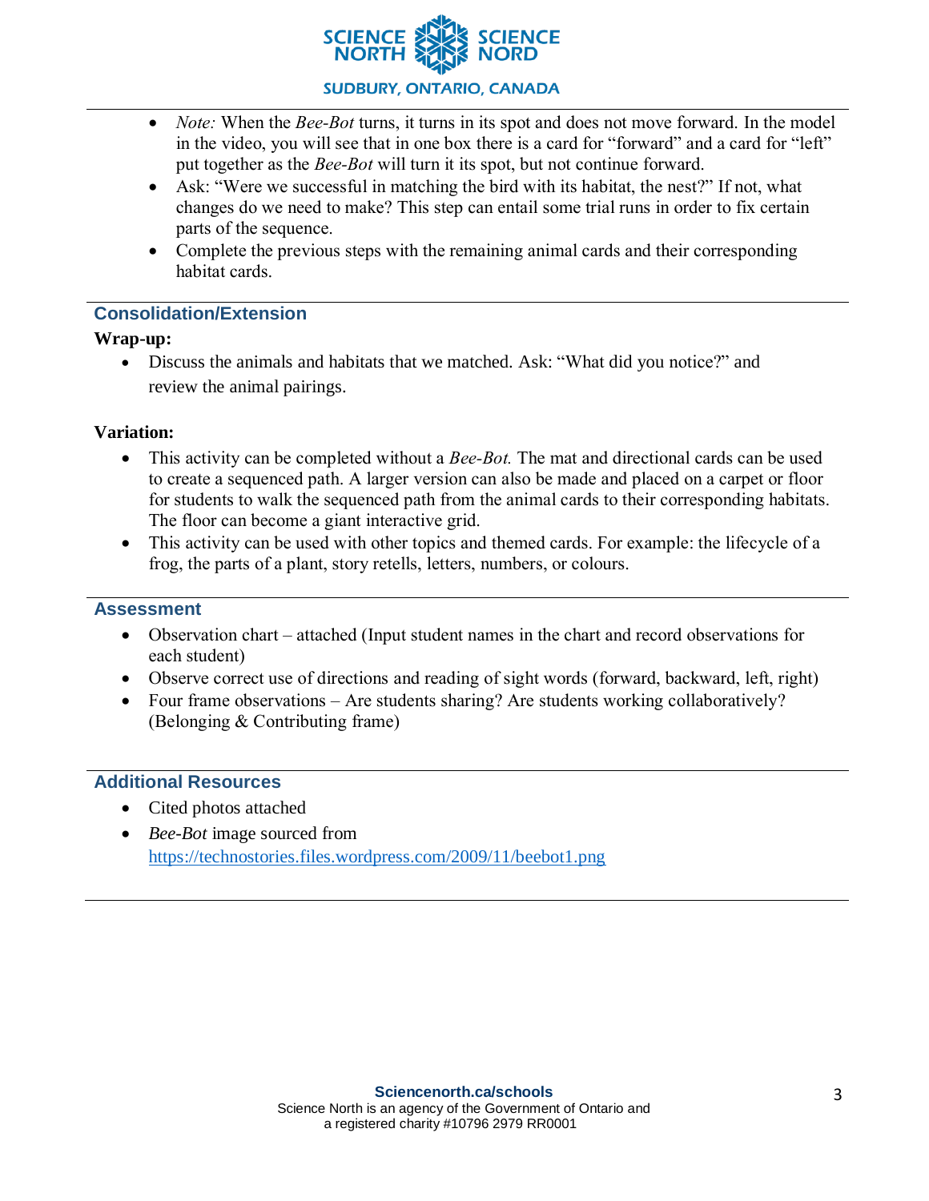- *Note:* When the *Bee-Bot* turns, it turns in its spot and does not move forward. In the model in the video, you will see that in one box there is a card for "forward" and a card for "left" put together as the *Bee-Bot* will turn it its spot, but not continue forward.
- Ask: "Were we successful in matching the bird with its habitat, the nest?" If not, what changes do we need to make? This step can entail some trial runs in order to fix certain parts of the sequence.
- Complete the previous steps with the remaining animal cards and their corresponding habitat cards.

## Consolidation/Extension

**Wrap-up:**

- Discuss the animals and habitats that we matched. Ask: "What did you notice?" and review the animal pairings.

**Variation:**

- This activity can be completed without a *Bee-Bot.* The mat and directional cards can be used to create a sequenced path. A larger version can also be made and placed on a carpet or floor for students to walk the sequenced path from the animal cards to their corresponding habitats. The floor can become a giant interactive grid.
- This activity can be used with other topics and themed cards. For example: the lifecycle of a frog, the parts of a plant, story retells, letters, numbers, or colours.

## Assessment

- Observation chart – attached (Input student names in the chart and record observations for each student)
- Observe correct use of directions and reading of sight words (forward, backward, left, right)
- Four frame observations – Are students sharing? Are students working collaboratively? (Belonging & Contributing frame)

## Additional Resources

- Cited photos attached
- *Bee-Bot* image sourced from https://technostories.files.wordpress.com/2009/11/beebot1.png